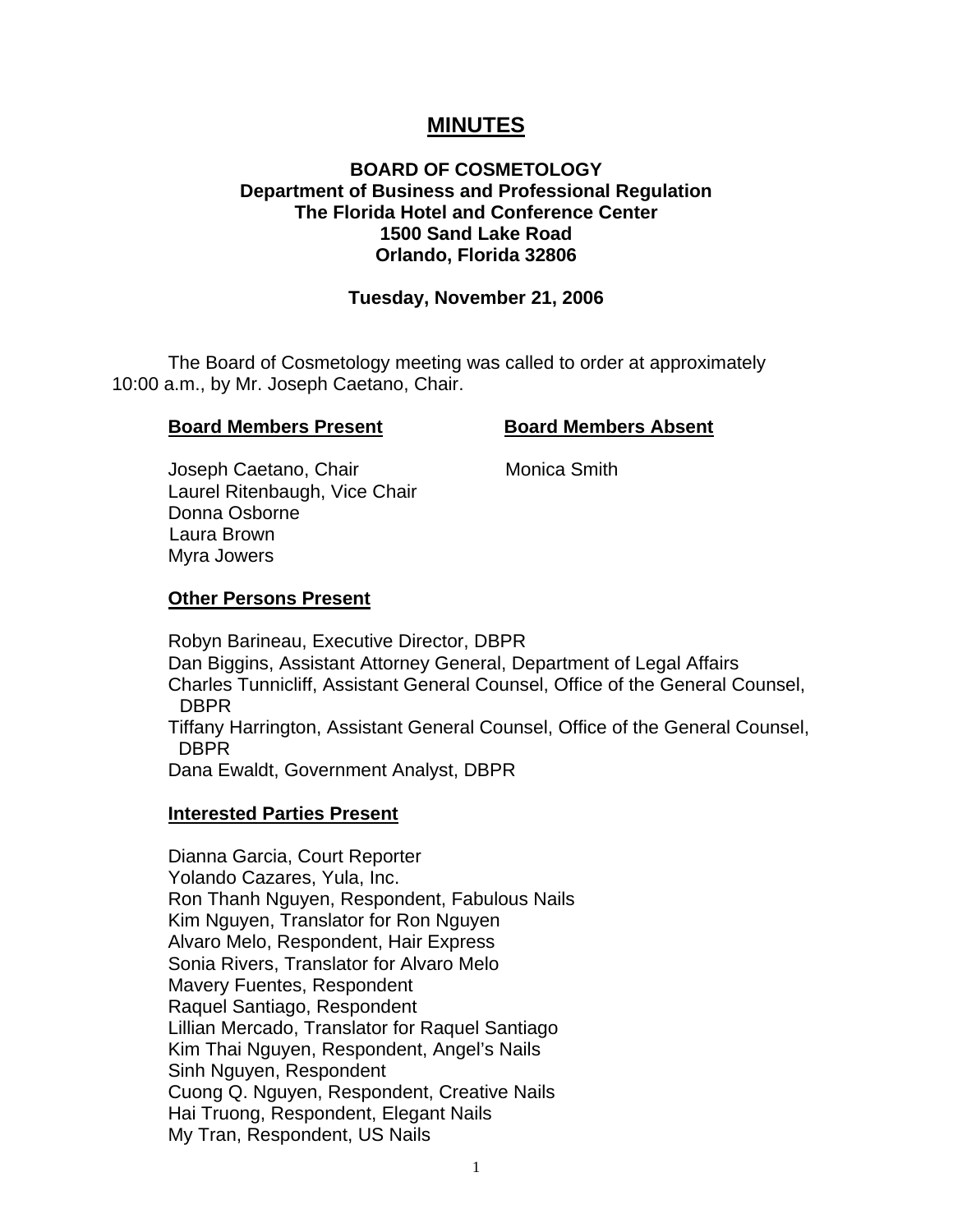# MINUTES

**BOARD OF COSMETOLOGY**
**Department of Business and Professional Regulation**
**The Florida Hotel and Conference Center**
**1500 Sand Lake Road**
**Orlando, Florida 32806**

**Tuesday, November 21, 2006**

The Board of Cosmetology meeting was called to order at approximately 10:00 a.m., by Mr. Joseph Caetano, Chair.

**Board Members Present**

Joseph Caetano, Chair
Laurel Ritenbaugh, Vice Chair
Donna Osborne
Laura Brown
Myra Jowers

**Board Members Absent**

Monica Smith

**Other Persons Present**

Robyn Barineau, Executive Director, DBPR
Dan Biggins, Assistant Attorney General, Department of Legal Affairs
Charles Tunnicliff, Assistant General Counsel, Office of the General Counsel, DBPR
Tiffany Harrington, Assistant General Counsel, Office of the General Counsel, DBPR
Dana Ewaldt, Government Analyst, DBPR

**Interested Parties Present**

Dianna Garcia, Court Reporter
Yolando Cazares, Yula, Inc.
Ron Thanh Nguyen, Respondent, Fabulous Nails
Kim Nguyen, Translator for Ron Nguyen
Alvaro Melo, Respondent, Hair Express
Sonia Rivers, Translator for Alvaro Melo
Mavery Fuentes, Respondent
Raquel Santiago, Respondent
Lillian Mercado, Translator for Raquel Santiago
Kim Thai Nguyen, Respondent, Angel's Nails
Sinh Nguyen, Respondent
Cuong Q. Nguyen, Respondent, Creative Nails
Hai Truong, Respondent, Elegant Nails
My Tran, Respondent, US Nails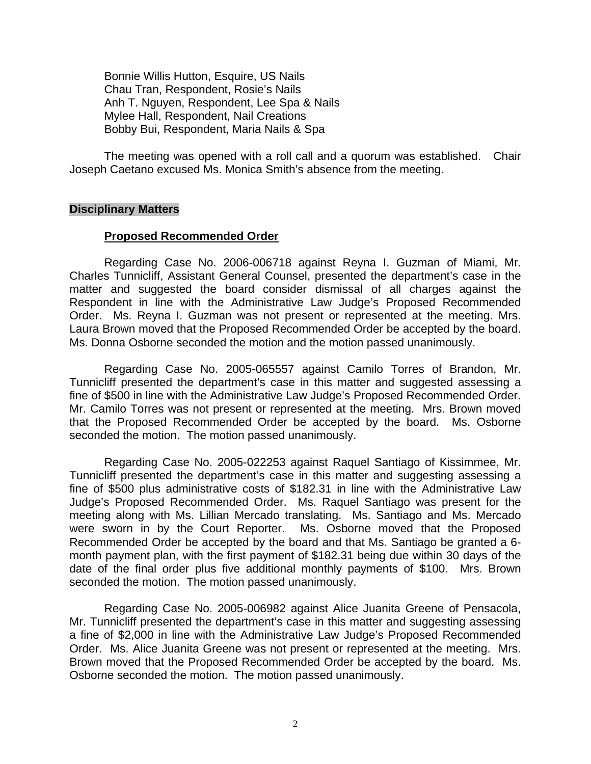Bonnie Willis Hutton, Esquire, US Nails
Chau Tran, Respondent, Rosie's Nails
Anh T. Nguyen, Respondent, Lee Spa & Nails
Mylee Hall, Respondent, Nail Creations
Bobby Bui, Respondent, Maria Nails & Spa

The meeting was opened with a roll call and a quorum was established. Chair Joseph Caetano excused Ms. Monica Smith's absence from the meeting.

## Disciplinary Matters

### Proposed Recommended Order

Regarding Case No. 2006-006718 against Reyna I. Guzman of Miami, Mr. Charles Tunnicliff, Assistant General Counsel, presented the department's case in the matter and suggested the board consider dismissal of all charges against the Respondent in line with the Administrative Law Judge's Proposed Recommended Order. Ms. Reyna I. Guzman was not present or represented at the meeting. Mrs. Laura Brown moved that the Proposed Recommended Order be accepted by the board. Ms. Donna Osborne seconded the motion and the motion passed unanimously.

Regarding Case No. 2005-065557 against Camilo Torres of Brandon, Mr. Tunnicliff presented the department's case in this matter and suggested assessing a fine of $500 in line with the Administrative Law Judge's Proposed Recommended Order. Mr. Camilo Torres was not present or represented at the meeting. Mrs. Brown moved that the Proposed Recommended Order be accepted by the board. Ms. Osborne seconded the motion. The motion passed unanimously.

Regarding Case No. 2005-022253 against Raquel Santiago of Kissimmee, Mr. Tunnicliff presented the department's case in this matter and suggesting assessing a fine of $500 plus administrative costs of $182.31 in line with the Administrative Law Judge's Proposed Recommended Order. Ms. Raquel Santiago was present for the meeting along with Ms. Lillian Mercado translating. Ms. Santiago and Ms. Mercado were sworn in by the Court Reporter. Ms. Osborne moved that the Proposed Recommended Order be accepted by the board and that Ms. Santiago be granted a 6-month payment plan, with the first payment of $182.31 being due within 30 days of the date of the final order plus five additional monthly payments of $100. Mrs. Brown seconded the motion. The motion passed unanimously.

Regarding Case No. 2005-006982 against Alice Juanita Greene of Pensacola, Mr. Tunnicliff presented the department's case in this matter and suggesting assessing a fine of $2,000 in line with the Administrative Law Judge's Proposed Recommended Order. Ms. Alice Juanita Greene was not present or represented at the meeting. Mrs. Brown moved that the Proposed Recommended Order be accepted by the board. Ms. Osborne seconded the motion. The motion passed unanimously.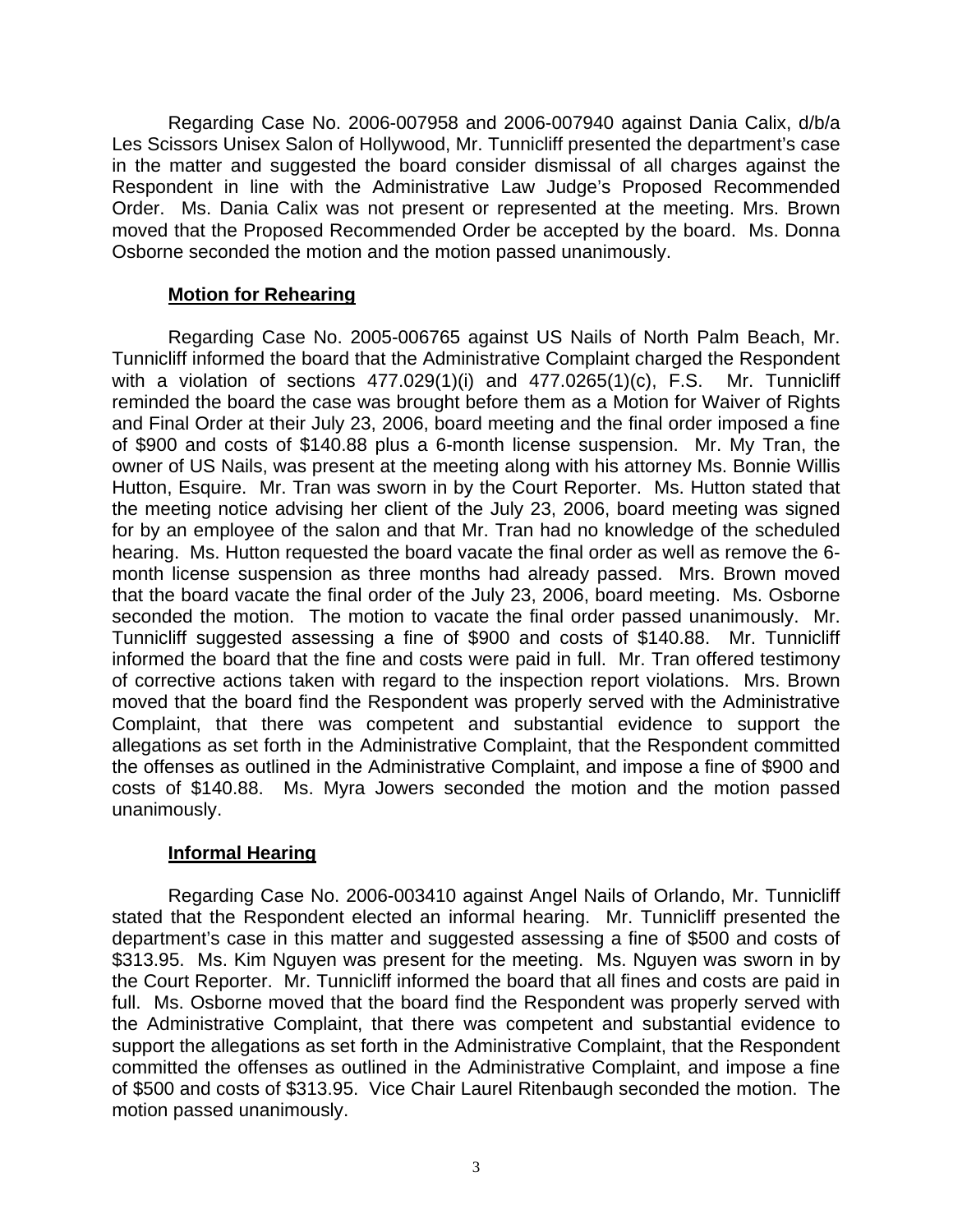Regarding Case No. 2006-007958 and 2006-007940 against Dania Calix, d/b/a Les Scissors Unisex Salon of Hollywood, Mr. Tunnicliff presented the department's case in the matter and suggested the board consider dismissal of all charges against the Respondent in line with the Administrative Law Judge's Proposed Recommended Order. Ms. Dania Calix was not present or represented at the meeting. Mrs. Brown moved that the Proposed Recommended Order be accepted by the board. Ms. Donna Osborne seconded the motion and the motion passed unanimously.

**Motion for Rehearing**

Regarding Case No. 2005-006765 against US Nails of North Palm Beach, Mr. Tunnicliff informed the board that the Administrative Complaint charged the Respondent with a violation of sections 477.029(1)(i) and 477.0265(1)(c), F.S. Mr. Tunnicliff reminded the board the case was brought before them as a Motion for Waiver of Rights and Final Order at their July 23, 2006, board meeting and the final order imposed a fine of $900 and costs of $140.88 plus a 6-month license suspension. Mr. My Tran, the owner of US Nails, was present at the meeting along with his attorney Ms. Bonnie Willis Hutton, Esquire. Mr. Tran was sworn in by the Court Reporter. Ms. Hutton stated that the meeting notice advising her client of the July 23, 2006, board meeting was signed for by an employee of the salon and that Mr. Tran had no knowledge of the scheduled hearing. Ms. Hutton requested the board vacate the final order as well as remove the 6-month license suspension as three months had already passed. Mrs. Brown moved that the board vacate the final order of the July 23, 2006, board meeting. Ms. Osborne seconded the motion. The motion to vacate the final order passed unanimously. Mr. Tunnicliff suggested assessing a fine of $900 and costs of $140.88. Mr. Tunnicliff informed the board that the fine and costs were paid in full. Mr. Tran offered testimony of corrective actions taken with regard to the inspection report violations. Mrs. Brown moved that the board find the Respondent was properly served with the Administrative Complaint, that there was competent and substantial evidence to support the allegations as set forth in the Administrative Complaint, that the Respondent committed the offenses as outlined in the Administrative Complaint, and impose a fine of $900 and costs of $140.88. Ms. Myra Jowers seconded the motion and the motion passed unanimously.

**Informal Hearing**

Regarding Case No. 2006-003410 against Angel Nails of Orlando, Mr. Tunnicliff stated that the Respondent elected an informal hearing. Mr. Tunnicliff presented the department's case in this matter and suggested assessing a fine of $500 and costs of $313.95. Ms. Kim Nguyen was present for the meeting. Ms. Nguyen was sworn in by the Court Reporter. Mr. Tunnicliff informed the board that all fines and costs are paid in full. Ms. Osborne moved that the board find the Respondent was properly served with the Administrative Complaint, that there was competent and substantial evidence to support the allegations as set forth in the Administrative Complaint, that the Respondent committed the offenses as outlined in the Administrative Complaint, and impose a fine of $500 and costs of $313.95. Vice Chair Laurel Ritenbaugh seconded the motion. The motion passed unanimously.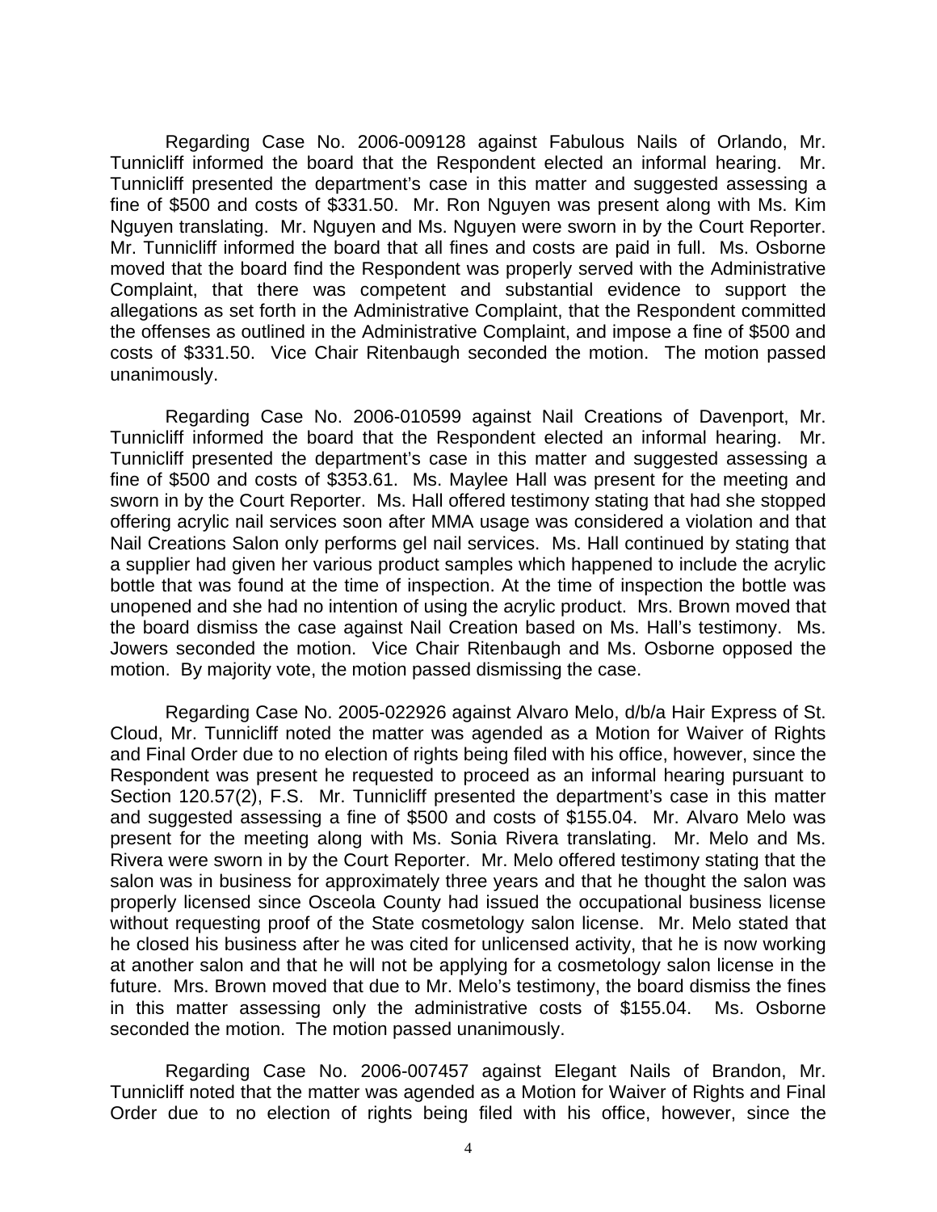Regarding Case No. 2006-009128 against Fabulous Nails of Orlando, Mr. Tunnicliff informed the board that the Respondent elected an informal hearing. Mr. Tunnicliff presented the department's case in this matter and suggested assessing a fine of $500 and costs of $331.50. Mr. Ron Nguyen was present along with Ms. Kim Nguyen translating. Mr. Nguyen and Ms. Nguyen were sworn in by the Court Reporter. Mr. Tunnicliff informed the board that all fines and costs are paid in full. Ms. Osborne moved that the board find the Respondent was properly served with the Administrative Complaint, that there was competent and substantial evidence to support the allegations as set forth in the Administrative Complaint, that the Respondent committed the offenses as outlined in the Administrative Complaint, and impose a fine of $500 and costs of $331.50. Vice Chair Ritenbaugh seconded the motion. The motion passed unanimously.

Regarding Case No. 2006-010599 against Nail Creations of Davenport, Mr. Tunnicliff informed the board that the Respondent elected an informal hearing. Mr. Tunnicliff presented the department's case in this matter and suggested assessing a fine of $500 and costs of $353.61. Ms. Maylee Hall was present for the meeting and sworn in by the Court Reporter. Ms. Hall offered testimony stating that had she stopped offering acrylic nail services soon after MMA usage was considered a violation and that Nail Creations Salon only performs gel nail services. Ms. Hall continued by stating that a supplier had given her various product samples which happened to include the acrylic bottle that was found at the time of inspection. At the time of inspection the bottle was unopened and she had no intention of using the acrylic product. Mrs. Brown moved that the board dismiss the case against Nail Creation based on Ms. Hall's testimony. Ms. Jowers seconded the motion. Vice Chair Ritenbaugh and Ms. Osborne opposed the motion. By majority vote, the motion passed dismissing the case.

Regarding Case No. 2005-022926 against Alvaro Melo, d/b/a Hair Express of St. Cloud, Mr. Tunnicliff noted the matter was agended as a Motion for Waiver of Rights and Final Order due to no election of rights being filed with his office, however, since the Respondent was present he requested to proceed as an informal hearing pursuant to Section 120.57(2), F.S. Mr. Tunnicliff presented the department's case in this matter and suggested assessing a fine of $500 and costs of $155.04. Mr. Alvaro Melo was present for the meeting along with Ms. Sonia Rivera translating. Mr. Melo and Ms. Rivera were sworn in by the Court Reporter. Mr. Melo offered testimony stating that the salon was in business for approximately three years and that he thought the salon was properly licensed since Osceola County had issued the occupational business license without requesting proof of the State cosmetology salon license. Mr. Melo stated that he closed his business after he was cited for unlicensed activity, that he is now working at another salon and that he will not be applying for a cosmetology salon license in the future. Mrs. Brown moved that due to Mr. Melo's testimony, the board dismiss the fines in this matter assessing only the administrative costs of $155.04. Ms. Osborne seconded the motion. The motion passed unanimously.

Regarding Case No. 2006-007457 against Elegant Nails of Brandon, Mr. Tunnicliff noted that the matter was agended as a Motion for Waiver of Rights and Final Order due to no election of rights being filed with his office, however, since the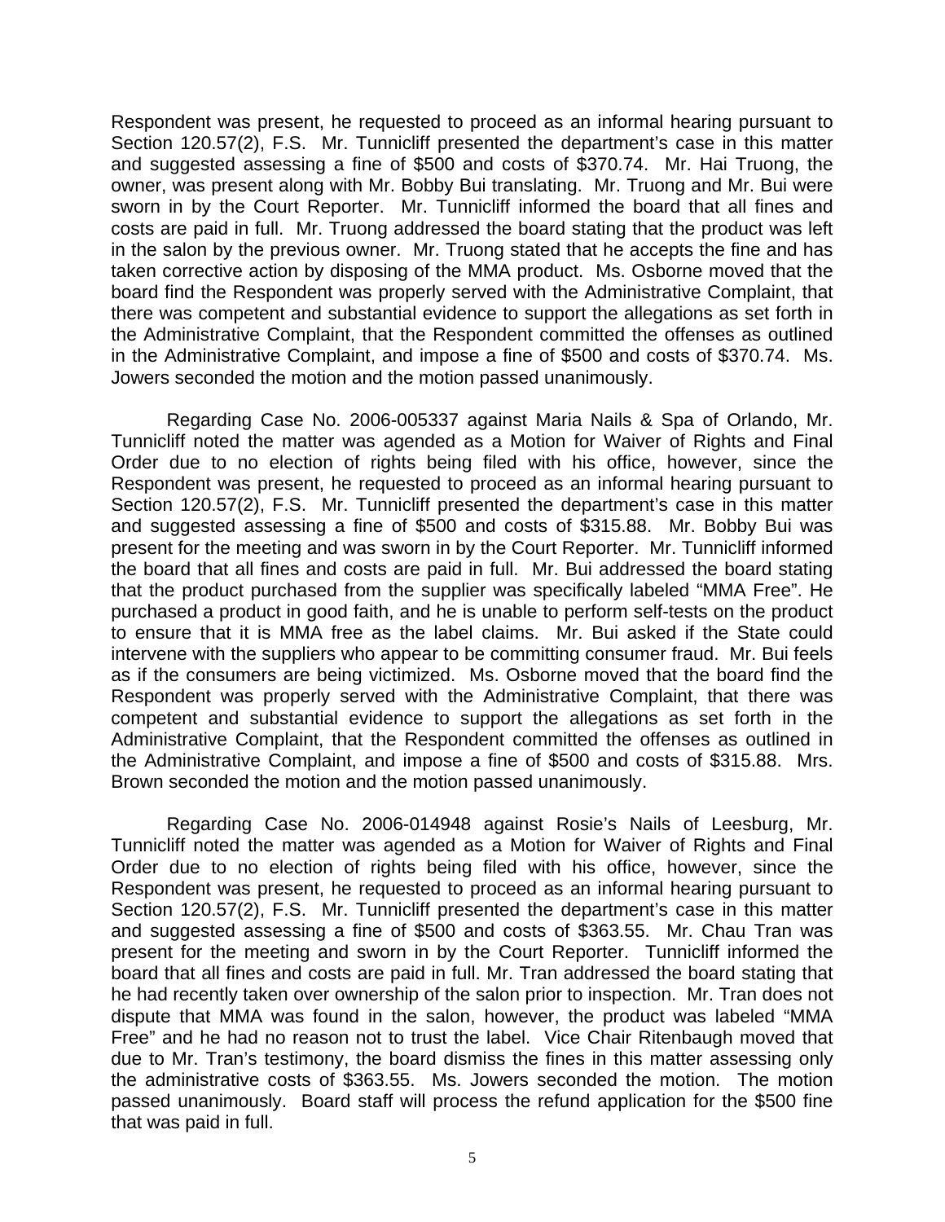Respondent was present, he requested to proceed as an informal hearing pursuant to Section 120.57(2), F.S. Mr. Tunnicliff presented the department's case in this matter and suggested assessing a fine of $500 and costs of $370.74. Mr. Hai Truong, the owner, was present along with Mr. Bobby Bui translating. Mr. Truong and Mr. Bui were sworn in by the Court Reporter. Mr. Tunnicliff informed the board that all fines and costs are paid in full. Mr. Truong addressed the board stating that the product was left in the salon by the previous owner. Mr. Truong stated that he accepts the fine and has taken corrective action by disposing of the MMA product. Ms. Osborne moved that the board find the Respondent was properly served with the Administrative Complaint, that there was competent and substantial evidence to support the allegations as set forth in the Administrative Complaint, that the Respondent committed the offenses as outlined in the Administrative Complaint, and impose a fine of $500 and costs of $370.74. Ms. Jowers seconded the motion and the motion passed unanimously.

Regarding Case No. 2006-005337 against Maria Nails & Spa of Orlando, Mr. Tunnicliff noted the matter was agended as a Motion for Waiver of Rights and Final Order due to no election of rights being filed with his office, however, since the Respondent was present, he requested to proceed as an informal hearing pursuant to Section 120.57(2), F.S. Mr. Tunnicliff presented the department's case in this matter and suggested assessing a fine of $500 and costs of $315.88. Mr. Bobby Bui was present for the meeting and was sworn in by the Court Reporter. Mr. Tunnicliff informed the board that all fines and costs are paid in full. Mr. Bui addressed the board stating that the product purchased from the supplier was specifically labeled "MMA Free". He purchased a product in good faith, and he is unable to perform self-tests on the product to ensure that it is MMA free as the label claims. Mr. Bui asked if the State could intervene with the suppliers who appear to be committing consumer fraud. Mr. Bui feels as if the consumers are being victimized. Ms. Osborne moved that the board find the Respondent was properly served with the Administrative Complaint, that there was competent and substantial evidence to support the allegations as set forth in the Administrative Complaint, that the Respondent committed the offenses as outlined in the Administrative Complaint, and impose a fine of $500 and costs of $315.88. Mrs. Brown seconded the motion and the motion passed unanimously.

Regarding Case No. 2006-014948 against Rosie's Nails of Leesburg, Mr. Tunnicliff noted the matter was agended as a Motion for Waiver of Rights and Final Order due to no election of rights being filed with his office, however, since the Respondent was present, he requested to proceed as an informal hearing pursuant to Section 120.57(2), F.S. Mr. Tunnicliff presented the department's case in this matter and suggested assessing a fine of $500 and costs of $363.55. Mr. Chau Tran was present for the meeting and sworn in by the Court Reporter. Tunnicliff informed the board that all fines and costs are paid in full. Mr. Tran addressed the board stating that he had recently taken over ownership of the salon prior to inspection. Mr. Tran does not dispute that MMA was found in the salon, however, the product was labeled "MMA Free" and he had no reason not to trust the label. Vice Chair Ritenbaugh moved that due to Mr. Tran's testimony, the board dismiss the fines in this matter assessing only the administrative costs of $363.55. Ms. Jowers seconded the motion. The motion passed unanimously. Board staff will process the refund application for the $500 fine that was paid in full.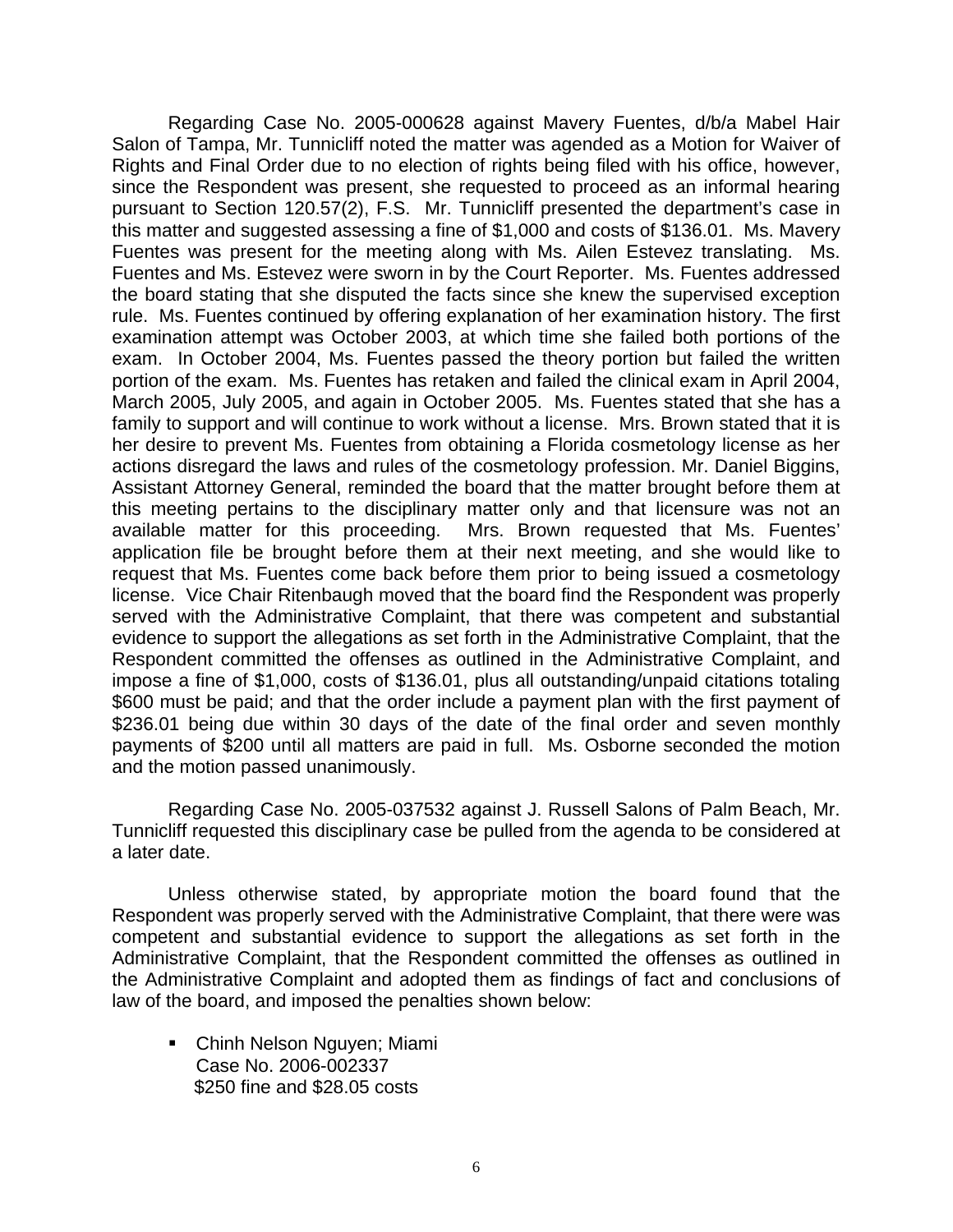Regarding Case No. 2005-000628 against Mavery Fuentes, d/b/a Mabel Hair Salon of Tampa, Mr. Tunnicliff noted the matter was agended as a Motion for Waiver of Rights and Final Order due to no election of rights being filed with his office, however, since the Respondent was present, she requested to proceed as an informal hearing pursuant to Section 120.57(2), F.S. Mr. Tunnicliff presented the department's case in this matter and suggested assessing a fine of $1,000 and costs of $136.01. Ms. Mavery Fuentes was present for the meeting along with Ms. Ailen Estevez translating. Ms. Fuentes and Ms. Estevez were sworn in by the Court Reporter. Ms. Fuentes addressed the board stating that she disputed the facts since she knew the supervised exception rule. Ms. Fuentes continued by offering explanation of her examination history. The first examination attempt was October 2003, at which time she failed both portions of the exam. In October 2004, Ms. Fuentes passed the theory portion but failed the written portion of the exam. Ms. Fuentes has retaken and failed the clinical exam in April 2004, March 2005, July 2005, and again in October 2005. Ms. Fuentes stated that she has a family to support and will continue to work without a license. Mrs. Brown stated that it is her desire to prevent Ms. Fuentes from obtaining a Florida cosmetology license as her actions disregard the laws and rules of the cosmetology profession. Mr. Daniel Biggins, Assistant Attorney General, reminded the board that the matter brought before them at this meeting pertains to the disciplinary matter only and that licensure was not an available matter for this proceeding. Mrs. Brown requested that Ms. Fuentes' application file be brought before them at their next meeting, and she would like to request that Ms. Fuentes come back before them prior to being issued a cosmetology license. Vice Chair Ritenbaugh moved that the board find the Respondent was properly served with the Administrative Complaint, that there was competent and substantial evidence to support the allegations as set forth in the Administrative Complaint, that the Respondent committed the offenses as outlined in the Administrative Complaint, and impose a fine of $1,000, costs of $136.01, plus all outstanding/unpaid citations totaling $600 must be paid; and that the order include a payment plan with the first payment of $236.01 being due within 30 days of the date of the final order and seven monthly payments of $200 until all matters are paid in full. Ms. Osborne seconded the motion and the motion passed unanimously.

Regarding Case No. 2005-037532 against J. Russell Salons of Palm Beach, Mr. Tunnicliff requested this disciplinary case be pulled from the agenda to be considered at a later date.

Unless otherwise stated, by appropriate motion the board found that the Respondent was properly served with the Administrative Complaint, that there were was competent and substantial evidence to support the allegations as set forth in the Administrative Complaint, that the Respondent committed the offenses as outlined in the Administrative Complaint and adopted them as findings of fact and conclusions of law of the board, and imposed the penalties shown below:

- Chinh Nelson Nguyen; Miami
  Case No. 2006-002337
  $250 fine and $28.05 costs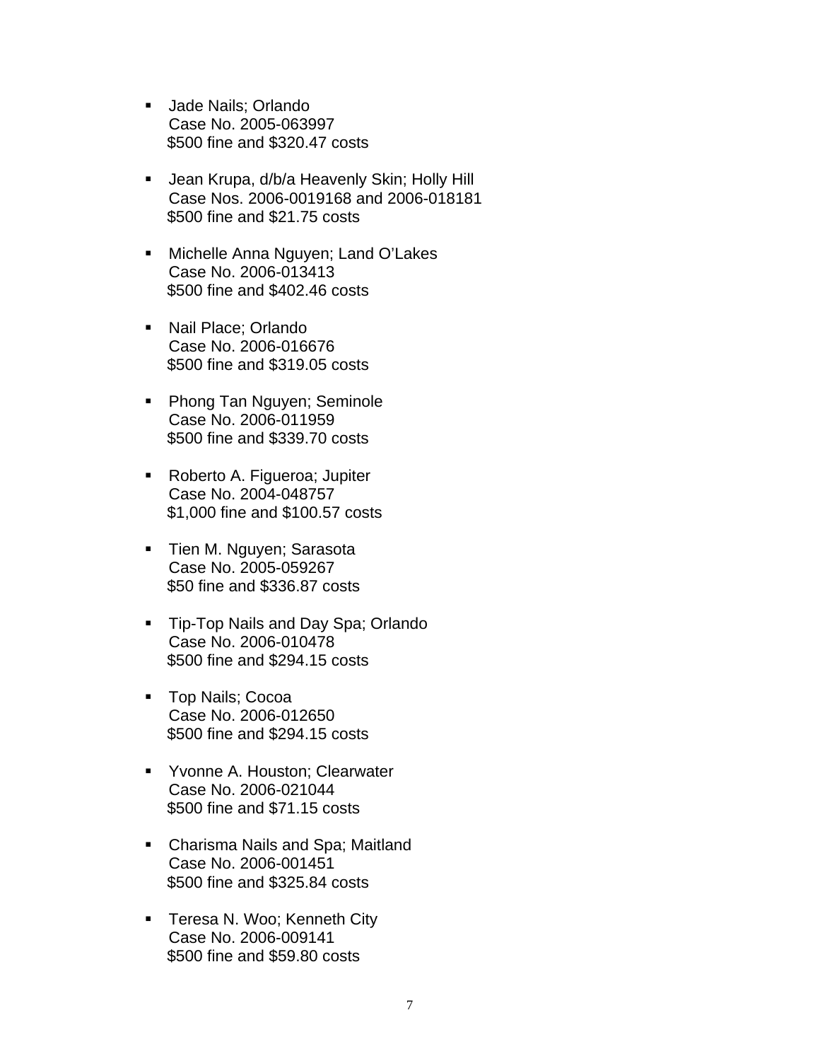- Jade Nails; Orlando
  Case No. 2005-063997
  $500 fine and $320.47 costs

- Jean Krupa, d/b/a Heavenly Skin; Holly Hill
  Case Nos. 2006-0019168 and 2006-018181
  $500 fine and $21.75 costs

- Michelle Anna Nguyen; Land O'Lakes
  Case No. 2006-013413
  $500 fine and $402.46 costs

- Nail Place; Orlando
  Case No. 2006-016676
  $500 fine and $319.05 costs

- Phong Tan Nguyen; Seminole
  Case No. 2006-011959
  $500 fine and $339.70 costs

- Roberto A. Figueroa; Jupiter
  Case No. 2004-048757
  $1,000 fine and $100.57 costs

- Tien M. Nguyen; Sarasota
  Case No. 2005-059267
  $50 fine and $336.87 costs

- Tip-Top Nails and Day Spa; Orlando
  Case No. 2006-010478
  $500 fine and $294.15 costs

- Top Nails; Cocoa
  Case No. 2006-012650
  $500 fine and $294.15 costs

- Yvonne A. Houston; Clearwater
  Case No. 2006-021044
  $500 fine and $71.15 costs

- Charisma Nails and Spa; Maitland
  Case No. 2006-001451
  $500 fine and $325.84 costs

- Teresa N. Woo; Kenneth City
  Case No. 2006-009141
  $500 fine and $59.80 costs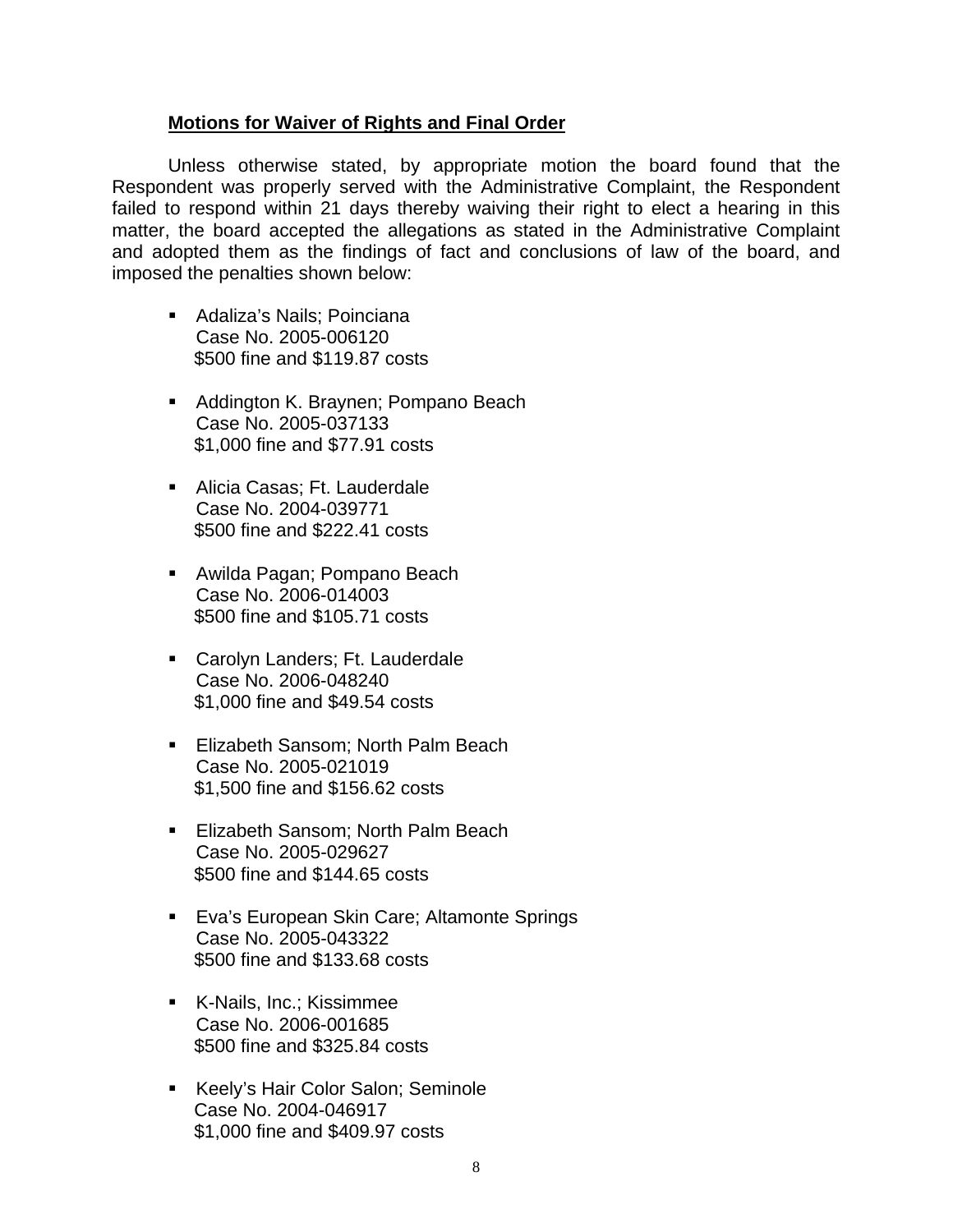**Motions for Waiver of Rights and Final Order**

Unless otherwise stated, by appropriate motion the board found that the Respondent was properly served with the Administrative Complaint, the Respondent failed to respond within 21 days thereby waiving their right to elect a hearing in this matter, the board accepted the allegations as stated in the Administrative Complaint and adopted them as the findings of fact and conclusions of law of the board, and imposed the penalties shown below:

- Adaliza's Nails; Poinciana
  Case No. 2005-006120
  $500 fine and $119.87 costs

- Addington K. Braynen; Pompano Beach
  Case No. 2005-037133
  $1,000 fine and $77.91 costs

- Alicia Casas; Ft. Lauderdale
  Case No. 2004-039771
  $500 fine and $222.41 costs

- Awilda Pagan; Pompano Beach
  Case No. 2006-014003
  $500 fine and $105.71 costs

- Carolyn Landers; Ft. Lauderdale
  Case No. 2006-048240
  $1,000 fine and $49.54 costs

- Elizabeth Sansom; North Palm Beach
  Case No. 2005-021019
  $1,500 fine and $156.62 costs

- Elizabeth Sansom; North Palm Beach
  Case No. 2005-029627
  $500 fine and $144.65 costs

- Eva's European Skin Care; Altamonte Springs
  Case No. 2005-043322
  $500 fine and $133.68 costs

- K-Nails, Inc.; Kissimmee
  Case No. 2006-001685
  $500 fine and $325.84 costs

- Keely's Hair Color Salon; Seminole
  Case No. 2004-046917
  $1,000 fine and $409.97 costs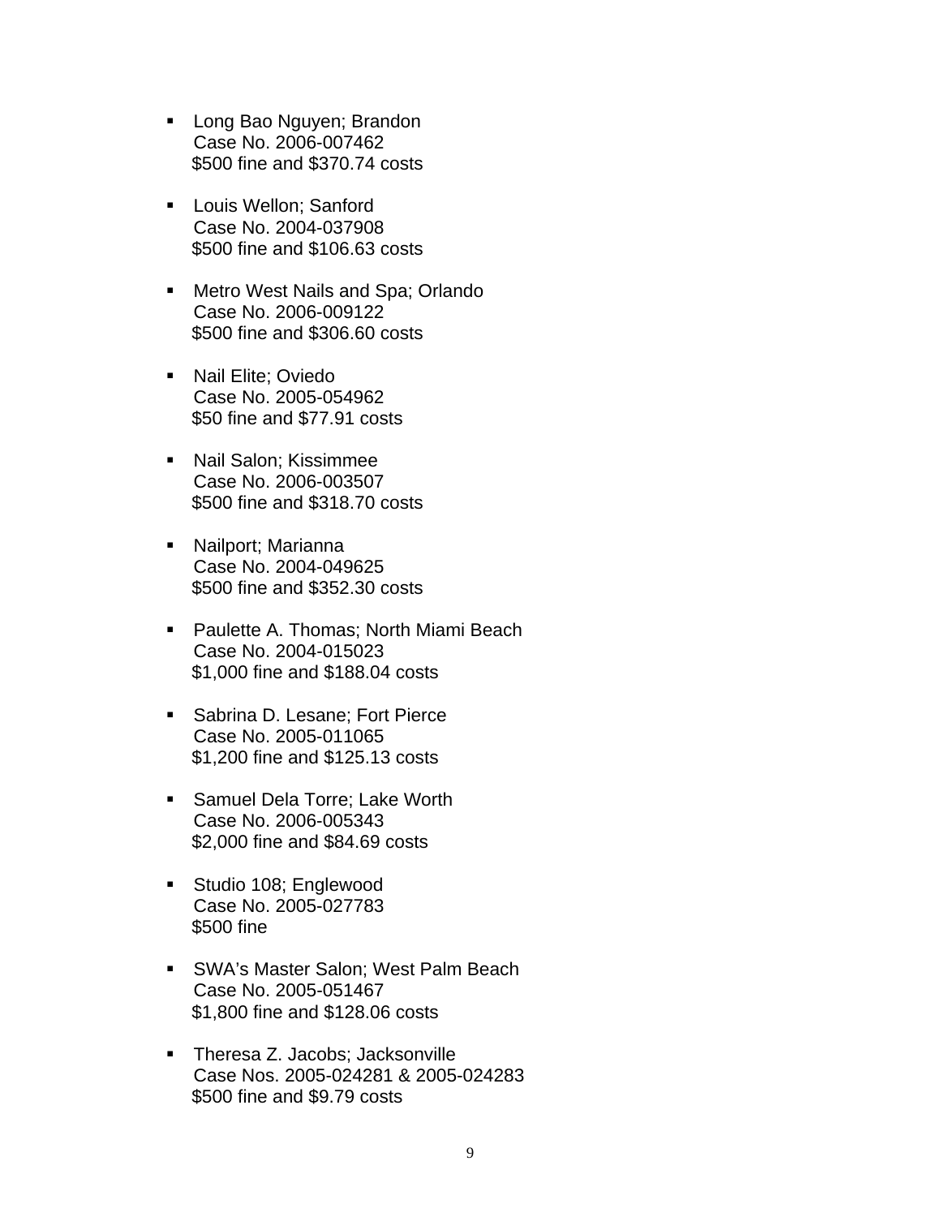- Long Bao Nguyen; Brandon
  Case No. 2006-007462
  $500 fine and $370.74 costs

- Louis Wellon; Sanford
  Case No. 2004-037908
  $500 fine and $106.63 costs

- Metro West Nails and Spa; Orlando
  Case No. 2006-009122
  $500 fine and $306.60 costs

- Nail Elite; Oviedo
  Case No. 2005-054962
  $50 fine and $77.91 costs

- Nail Salon; Kissimmee
  Case No. 2006-003507
  $500 fine and $318.70 costs

- Nailport; Marianna
  Case No. 2004-049625
  $500 fine and $352.30 costs

- Paulette A. Thomas; North Miami Beach
  Case No. 2004-015023
  $1,000 fine and $188.04 costs

- Sabrina D. Lesane; Fort Pierce
  Case No. 2005-011065
  $1,200 fine and $125.13 costs

- Samuel Dela Torre; Lake Worth
  Case No. 2006-005343
  $2,000 fine and $84.69 costs

- Studio 108; Englewood
  Case No. 2005-027783
  $500 fine

- SWA's Master Salon; West Palm Beach
  Case No. 2005-051467
  $1,800 fine and $128.06 costs

- Theresa Z. Jacobs; Jacksonville
  Case Nos. 2005-024281 & 2005-024283
  $500 fine and $9.79 costs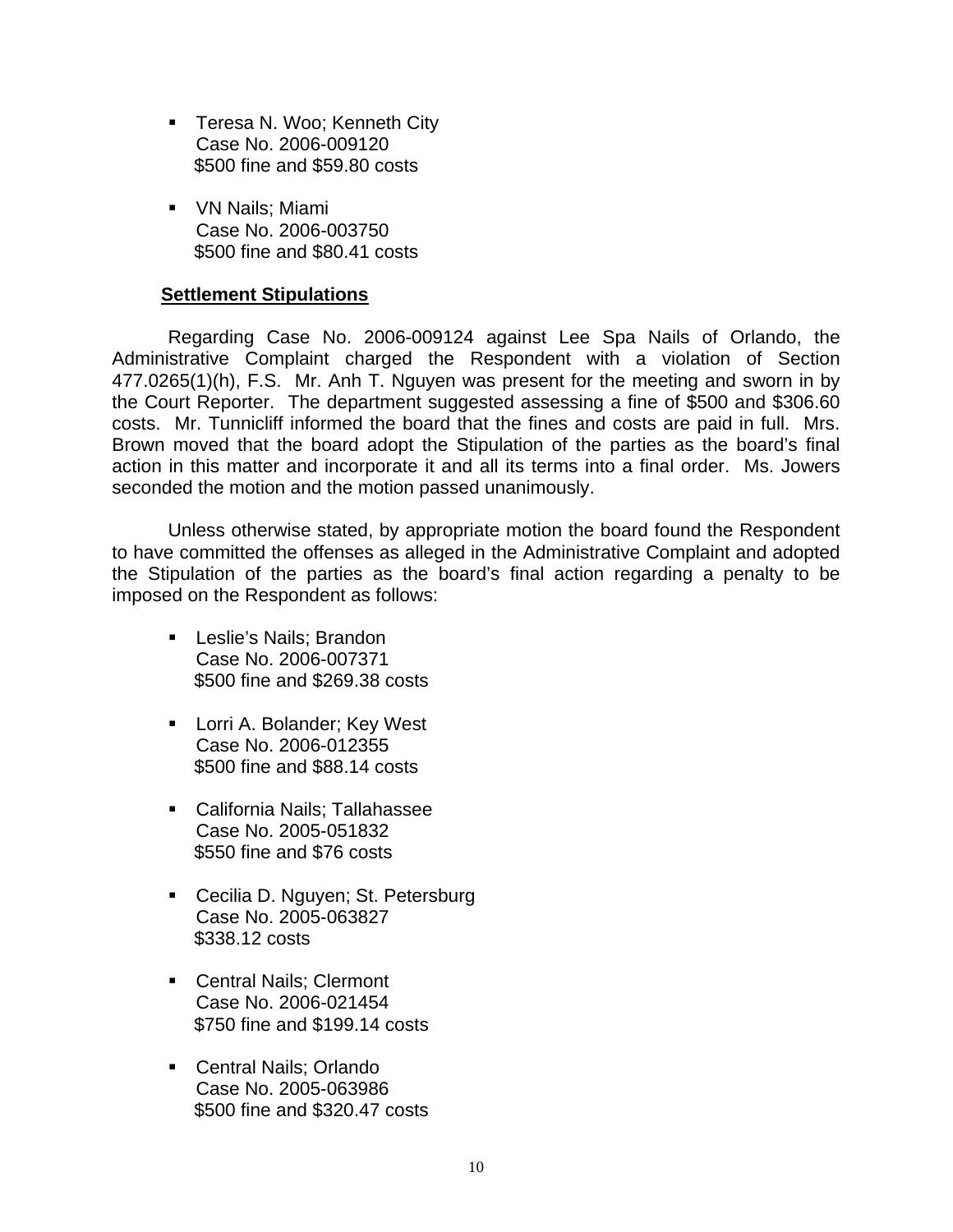- Teresa N. Woo; Kenneth City
  Case No. 2006-009120
  $500 fine and $59.80 costs

- VN Nails; Miami
  Case No. 2006-003750
  $500 fine and $80.41 costs

**Settlement Stipulations**

Regarding Case No. 2006-009124 against Lee Spa Nails of Orlando, the Administrative Complaint charged the Respondent with a violation of Section 477.0265(1)(h), F.S. Mr. Anh T. Nguyen was present for the meeting and sworn in by the Court Reporter. The department suggested assessing a fine of $500 and $306.60 costs. Mr. Tunnicliff informed the board that the fines and costs are paid in full. Mrs. Brown moved that the board adopt the Stipulation of the parties as the board's final action in this matter and incorporate it and all its terms into a final order. Ms. Jowers seconded the motion and the motion passed unanimously.

Unless otherwise stated, by appropriate motion the board found the Respondent to have committed the offenses as alleged in the Administrative Complaint and adopted the Stipulation of the parties as the board's final action regarding a penalty to be imposed on the Respondent as follows:

- Leslie's Nails; Brandon
  Case No. 2006-007371
  $500 fine and $269.38 costs

- Lorri A. Bolander; Key West
  Case No. 2006-012355
  $500 fine and $88.14 costs

- California Nails; Tallahassee
  Case No. 2005-051832
  $550 fine and $76 costs

- Cecilia D. Nguyen; St. Petersburg
  Case No. 2005-063827
  $338.12 costs

- Central Nails; Clermont
  Case No. 2006-021454
  $750 fine and $199.14 costs

- Central Nails; Orlando
  Case No. 2005-063986
  $500 fine and $320.47 costs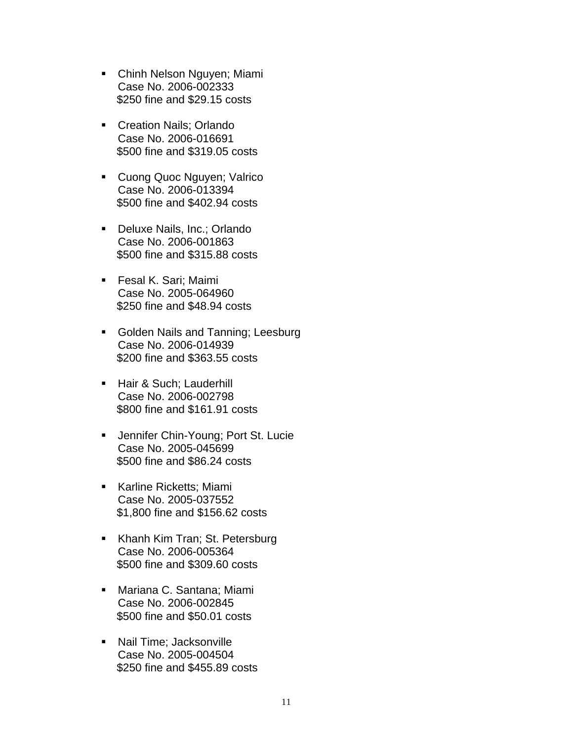- Chinh Nelson Nguyen; Miami
  Case No. 2006-002333
  $250 fine and $29.15 costs

- Creation Nails; Orlando
  Case No. 2006-016691
  $500 fine and $319.05 costs

- Cuong Quoc Nguyen; Valrico
  Case No. 2006-013394
  $500 fine and $402.94 costs

- Deluxe Nails, Inc.; Orlando
  Case No. 2006-001863
  $500 fine and $315.88 costs

- Fesal K. Sari; Maimi
  Case No. 2005-064960
  $250 fine and $48.94 costs

- Golden Nails and Tanning; Leesburg
  Case No. 2006-014939
  $200 fine and $363.55 costs

- Hair & Such; Lauderhill
  Case No. 2006-002798
  $800 fine and $161.91 costs

- Jennifer Chin-Young; Port St. Lucie
  Case No. 2005-045699
  $500 fine and $86.24 costs

- Karline Ricketts; Miami
  Case No. 2005-037552
  $1,800 fine and $156.62 costs

- Khanh Kim Tran; St. Petersburg
  Case No. 2006-005364
  $500 fine and $309.60 costs

- Mariana C. Santana; Miami
  Case No. 2006-002845
  $500 fine and $50.01 costs

- Nail Time; Jacksonville
  Case No. 2005-004504
  $250 fine and $455.89 costs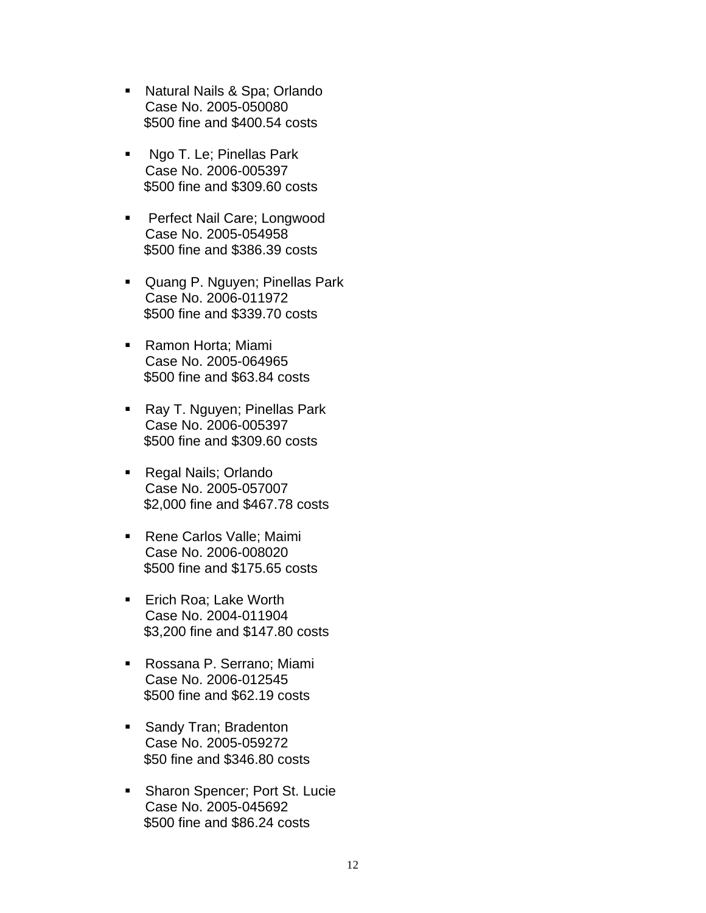- Natural Nails & Spa; Orlando
  Case No. 2005-050080
  $500 fine and $400.54 costs

- Ngo T. Le; Pinellas Park
  Case No. 2006-005397
  $500 fine and $309.60 costs

- Perfect Nail Care; Longwood
  Case No. 2005-054958
  $500 fine and $386.39 costs

- Quang P. Nguyen; Pinellas Park
  Case No. 2006-011972
  $500 fine and $339.70 costs

- Ramon Horta; Miami
  Case No. 2005-064965
  $500 fine and $63.84 costs

- Ray T. Nguyen; Pinellas Park
  Case No. 2006-005397
  $500 fine and $309.60 costs

- Regal Nails; Orlando
  Case No. 2005-057007
  $2,000 fine and $467.78 costs

- Rene Carlos Valle; Maimi
  Case No. 2006-008020
  $500 fine and $175.65 costs

- Erich Roa; Lake Worth
  Case No. 2004-011904
  $3,200 fine and $147.80 costs

- Rossana P. Serrano; Miami
  Case No. 2006-012545
  $500 fine and $62.19 costs

- Sandy Tran; Bradenton
  Case No. 2005-059272
  $50 fine and $346.80 costs

- Sharon Spencer; Port St. Lucie
  Case No. 2005-045692
  $500 fine and $86.24 costs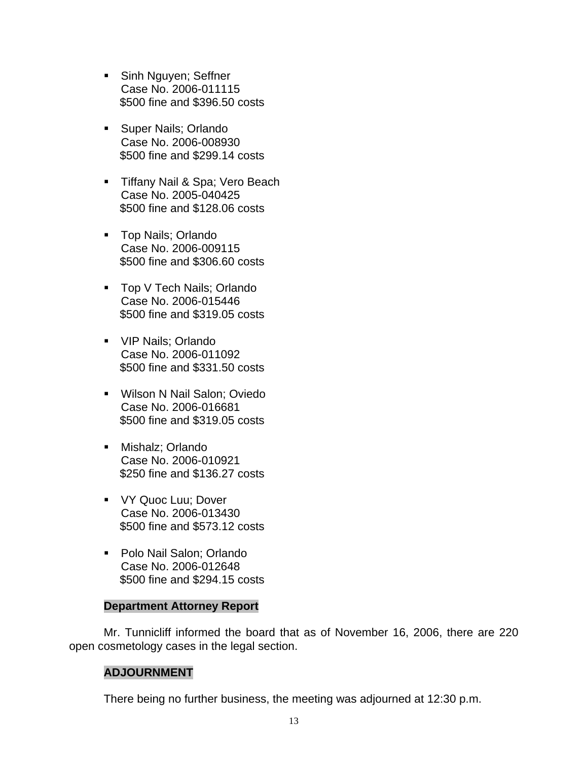- Sinh Nguyen; Seffner
  Case No. 2006-011115
  $500 fine and $396.50 costs

- Super Nails; Orlando
  Case No. 2006-008930
  $500 fine and $299.14 costs

- Tiffany Nail & Spa; Vero Beach
  Case No. 2005-040425
  $500 fine and $128.06 costs

- Top Nails; Orlando
  Case No. 2006-009115
  $500 fine and $306.60 costs

- Top V Tech Nails; Orlando
  Case No. 2006-015446
  $500 fine and $319.05 costs

- VIP Nails; Orlando
  Case No. 2006-011092
  $500 fine and $331.50 costs

- Wilson N Nail Salon; Oviedo
  Case No. 2006-016681
  $500 fine and $319.05 costs

- Mishalz; Orlando
  Case No. 2006-010921
  $250 fine and $136.27 costs

- VY Quoc Luu; Dover
  Case No. 2006-013430
  $500 fine and $573.12 costs

- Polo Nail Salon; Orlando
  Case No. 2006-012648
  $500 fine and $294.15 costs

**Department Attorney Report**

Mr. Tunnicliff informed the board that as of November 16, 2006, there are 220 open cosmetology cases in the legal section.

**ADJOURNMENT**

There being no further business, the meeting was adjourned at 12:30 p.m.